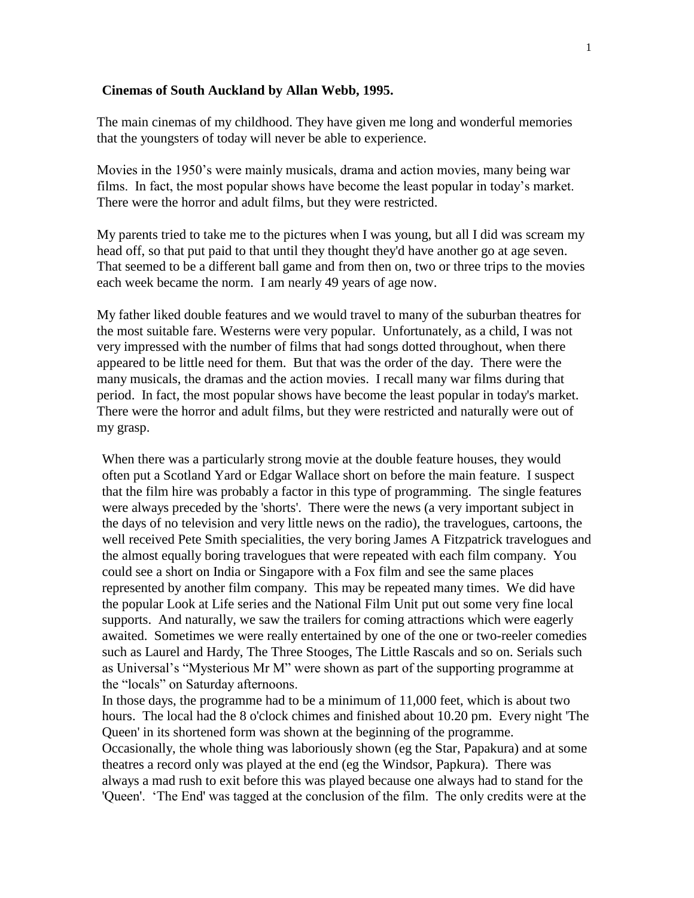**Cinemas of South Auckland by Allan Webb, 1995.**

The main cinemas of my childhood. They have given me long and wonderful memories that the youngsters of today will never be able to experience.

Movies in the 1950's were mainly musicals, drama and action movies, many being war films. In fact, the most popular shows have become the least popular in today's market. There were the horror and adult films, but they were restricted.

My parents tried to take me to the pictures when I was young, but all I did was scream my head off, so that put paid to that until they thought they'd have another go at age seven. That seemed to be a different ball game and from then on, two or three trips to the movies each week became the norm. I am nearly 49 years of age now.

My father liked double features and we would travel to many of the suburban theatres for the most suitable fare. Westerns were very popular. Unfortunately, as a child, I was not very impressed with the number of films that had songs dotted throughout, when there appeared to be little need for them. But that was the order of the day. There were the many musicals, the dramas and the action movies. I recall many war films during that period. In fact, the most popular shows have become the least popular in today's market. There were the horror and adult films, but they were restricted and naturally were out of my grasp.

When there was a particularly strong movie at the double feature houses, they would often put a Scotland Yard or Edgar Wallace short on before the main feature. I suspect that the film hire was probably a factor in this type of programming. The single features were always preceded by the 'shorts'. There were the news (a very important subject in the days of no television and very little news on the radio), the travelogues, cartoons, the well received Pete Smith specialities, the very boring James A Fitzpatrick travelogues and the almost equally boring travelogues that were repeated with each film company. You could see a short on India or Singapore with a Fox film and see the same places represented by another film company. This may be repeated many times. We did have the popular Look at Life series and the National Film Unit put out some very fine local supports. And naturally, we saw the trailers for coming attractions which were eagerly awaited. Sometimes we were really entertained by one of the one or two-reeler comedies such as Laurel and Hardy, The Three Stooges, The Little Rascals and so on. Serials such as Universal's "Mysterious Mr M" were shown as part of the supporting programme at the "locals" on Saturday afternoons.

In those days, the programme had to be a minimum of 11,000 feet, which is about two hours. The local had the 8 o'clock chimes and finished about 10.20 pm. Every night 'The Queen' in its shortened form was shown at the beginning of the programme. Occasionally, the whole thing was laboriously shown (eg the Star, Papakura) and at some theatres a record only was played at the end (eg the Windsor, Papkura). There was always a mad rush to exit before this was played because one always had to stand for the 'Queen'. 'The End' was tagged at the conclusion of the film. The only credits were at the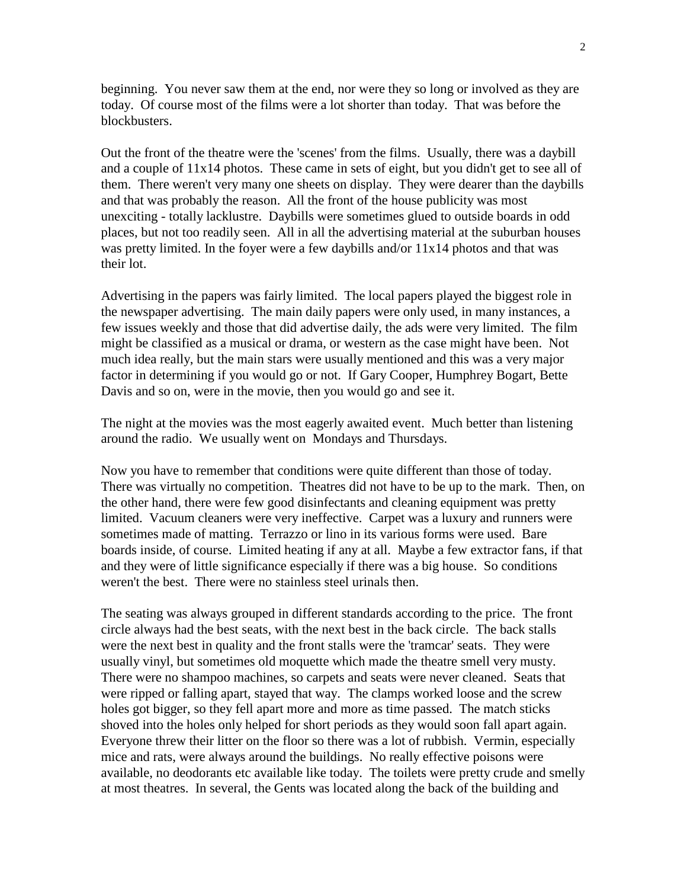beginning. You never saw them at the end, nor were they so long or involved as they are today. Of course most of the films were a lot shorter than today. That was before the blockbusters.

Out the front of the theatre were the 'scenes' from the films. Usually, there was a daybill and a couple of 11x14 photos. These came in sets of eight, but you didn't get to see all of them. There weren't very many one sheets on display. They were dearer than the daybills and that was probably the reason. All the front of the house publicity was most unexciting - totally lacklustre. Daybills were sometimes glued to outside boards in odd places, but not too readily seen. All in all the advertising material at the suburban houses was pretty limited. In the foyer were a few daybills and/or 11x14 photos and that was their lot.

Advertising in the papers was fairly limited. The local papers played the biggest role in the newspaper advertising. The main daily papers were only used, in many instances, a few issues weekly and those that did advertise daily, the ads were very limited. The film might be classified as a musical or drama, or western as the case might have been. Not much idea really, but the main stars were usually mentioned and this was a very major factor in determining if you would go or not. If Gary Cooper, Humphrey Bogart, Bette Davis and so on, were in the movie, then you would go and see it.

The night at the movies was the most eagerly awaited event. Much better than listening around the radio. We usually went on Mondays and Thursdays.

Now you have to remember that conditions were quite different than those of today. There was virtually no competition. Theatres did not have to be up to the mark. Then, on the other hand, there were few good disinfectants and cleaning equipment was pretty limited. Vacuum cleaners were very ineffective. Carpet was a luxury and runners were sometimes made of matting. Terrazzo or lino in its various forms were used. Bare boards inside, of course. Limited heating if any at all. Maybe a few extractor fans, if that and they were of little significance especially if there was a big house. So conditions weren't the best. There were no stainless steel urinals then.

The seating was always grouped in different standards according to the price. The front circle always had the best seats, with the next best in the back circle. The back stalls were the next best in quality and the front stalls were the 'tramcar' seats. They were usually vinyl, but sometimes old moquette which made the theatre smell very musty. There were no shampoo machines, so carpets and seats were never cleaned. Seats that were ripped or falling apart, stayed that way. The clamps worked loose and the screw holes got bigger, so they fell apart more and more as time passed. The match sticks shoved into the holes only helped for short periods as they would soon fall apart again. Everyone threw their litter on the floor so there was a lot of rubbish. Vermin, especially mice and rats, were always around the buildings. No really effective poisons were available, no deodorants etc available like today. The toilets were pretty crude and smelly at most theatres. In several, the Gents was located along the back of the building and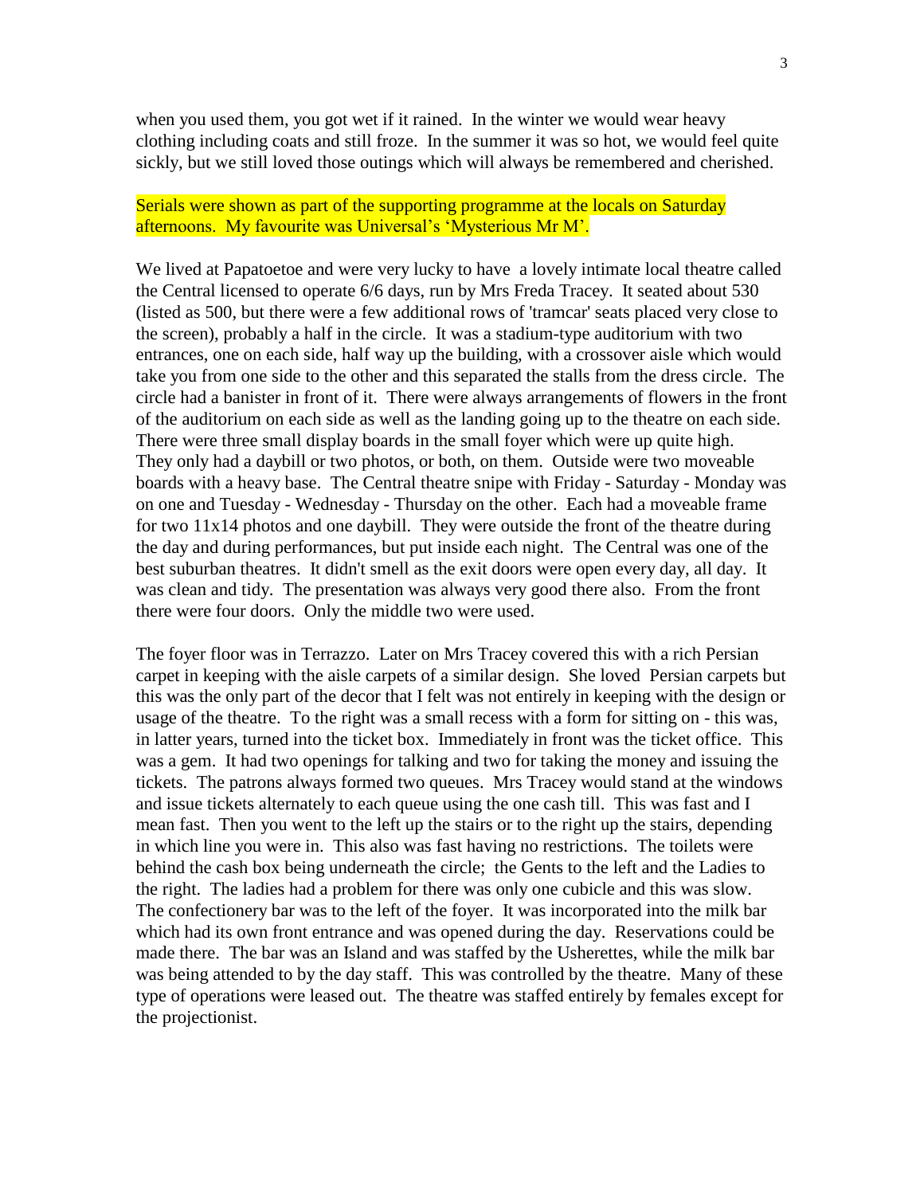when you used them, you got wet if it rained. In the winter we would wear heavy clothing including coats and still froze. In the summer it was so hot, we would feel quite sickly, but we still loved those outings which will always be remembered and cherished.

Serials were shown as part of the supporting programme at the locals on Saturday afternoons. My favourite was Universal's 'Mysterious Mr M'.

We lived at Papatoetoe and were very lucky to have a lovely intimate local theatre called the Central licensed to operate 6/6 days, run by Mrs Freda Tracey. It seated about 530 (listed as 500, but there were a few additional rows of 'tramcar' seats placed very close to the screen), probably a half in the circle. It was a stadium-type auditorium with two entrances, one on each side, half way up the building, with a crossover aisle which would take you from one side to the other and this separated the stalls from the dress circle. The circle had a banister in front of it. There were always arrangements of flowers in the front of the auditorium on each side as well as the landing going up to the theatre on each side. There were three small display boards in the small foyer which were up quite high. They only had a daybill or two photos, or both, on them. Outside were two moveable boards with a heavy base. The Central theatre snipe with Friday - Saturday - Monday was on one and Tuesday - Wednesday - Thursday on the other. Each had a moveable frame for two 11x14 photos and one daybill. They were outside the front of the theatre during the day and during performances, but put inside each night. The Central was one of the best suburban theatres. It didn't smell as the exit doors were open every day, all day. It was clean and tidy. The presentation was always very good there also. From the front there were four doors. Only the middle two were used.

The foyer floor was in Terrazzo. Later on Mrs Tracey covered this with a rich Persian carpet in keeping with the aisle carpets of a similar design. She loved Persian carpets but this was the only part of the decor that I felt was not entirely in keeping with the design or usage of the theatre. To the right was a small recess with a form for sitting on - this was, in latter years, turned into the ticket box. Immediately in front was the ticket office. This was a gem. It had two openings for talking and two for taking the money and issuing the tickets. The patrons always formed two queues. Mrs Tracey would stand at the windows and issue tickets alternately to each queue using the one cash till. This was fast and I mean fast. Then you went to the left up the stairs or to the right up the stairs, depending in which line you were in. This also was fast having no restrictions. The toilets were behind the cash box being underneath the circle; the Gents to the left and the Ladies to the right. The ladies had a problem for there was only one cubicle and this was slow. The confectionery bar was to the left of the foyer. It was incorporated into the milk bar which had its own front entrance and was opened during the day. Reservations could be made there. The bar was an Island and was staffed by the Usherettes, while the milk bar was being attended to by the day staff. This was controlled by the theatre. Many of these type of operations were leased out. The theatre was staffed entirely by females except for the projectionist.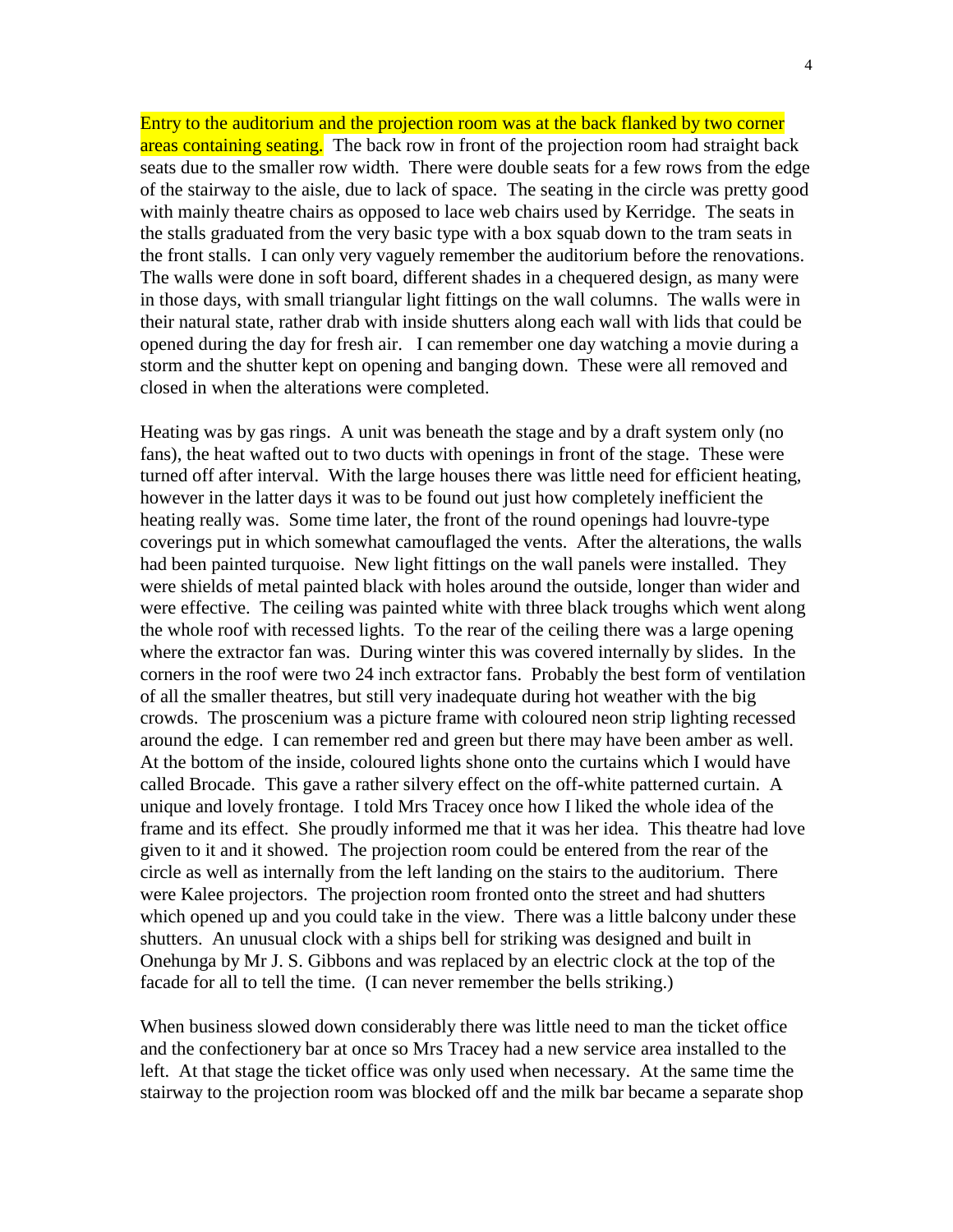Entry to the auditorium and the projection room was at the back flanked by two corner areas containing seating. The back row in front of the projection room had straight back seats due to the smaller row width. There were double seats for a few rows from the edge of the stairway to the aisle, due to lack of space. The seating in the circle was pretty good with mainly theatre chairs as opposed to lace web chairs used by Kerridge. The seats in the stalls graduated from the very basic type with a box squab down to the tram seats in the front stalls. I can only very vaguely remember the auditorium before the renovations. The walls were done in soft board, different shades in a chequered design, as many were in those days, with small triangular light fittings on the wall columns. The walls were in their natural state, rather drab with inside shutters along each wall with lids that could be opened during the day for fresh air. I can remember one day watching a movie during a storm and the shutter kept on opening and banging down. These were all removed and closed in when the alterations were completed.

Heating was by gas rings. A unit was beneath the stage and by a draft system only (no fans), the heat wafted out to two ducts with openings in front of the stage. These were turned off after interval. With the large houses there was little need for efficient heating, however in the latter days it was to be found out just how completely inefficient the heating really was. Some time later, the front of the round openings had louvre-type coverings put in which somewhat camouflaged the vents. After the alterations, the walls had been painted turquoise. New light fittings on the wall panels were installed. They were shields of metal painted black with holes around the outside, longer than wider and were effective. The ceiling was painted white with three black troughs which went along the whole roof with recessed lights. To the rear of the ceiling there was a large opening where the extractor fan was. During winter this was covered internally by slides. In the corners in the roof were two 24 inch extractor fans. Probably the best form of ventilation of all the smaller theatres, but still very inadequate during hot weather with the big crowds. The proscenium was a picture frame with coloured neon strip lighting recessed around the edge. I can remember red and green but there may have been amber as well. At the bottom of the inside, coloured lights shone onto the curtains which I would have called Brocade. This gave a rather silvery effect on the off-white patterned curtain. A unique and lovely frontage. I told Mrs Tracey once how I liked the whole idea of the frame and its effect. She proudly informed me that it was her idea. This theatre had love given to it and it showed. The projection room could be entered from the rear of the circle as well as internally from the left landing on the stairs to the auditorium. There were Kalee projectors. The projection room fronted onto the street and had shutters which opened up and you could take in the view. There was a little balcony under these shutters. An unusual clock with a ships bell for striking was designed and built in Onehunga by Mr J. S. Gibbons and was replaced by an electric clock at the top of the facade for all to tell the time. (I can never remember the bells striking.)

When business slowed down considerably there was little need to man the ticket office and the confectionery bar at once so Mrs Tracey had a new service area installed to the left. At that stage the ticket office was only used when necessary. At the same time the stairway to the projection room was blocked off and the milk bar became a separate shop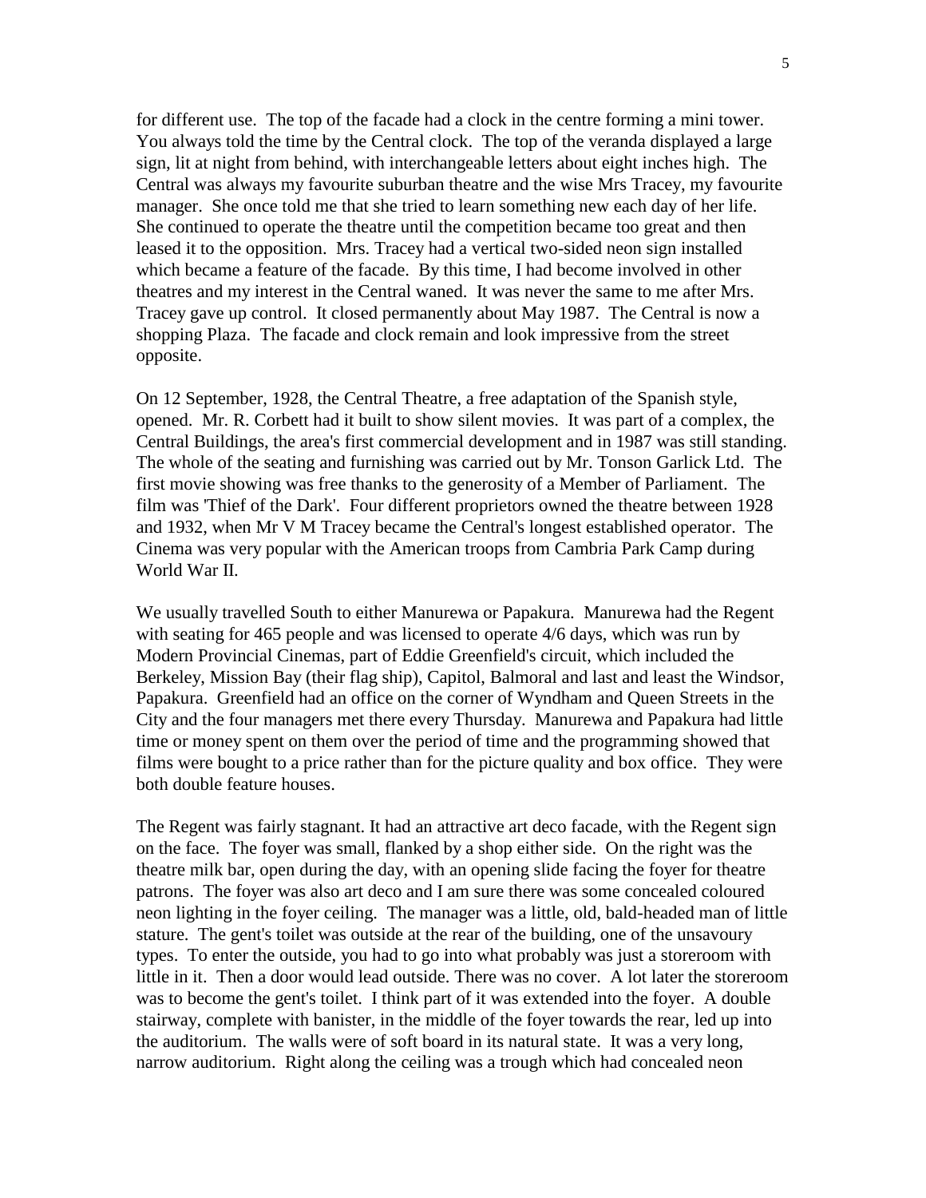for different use. The top of the facade had a clock in the centre forming a mini tower. You always told the time by the Central clock. The top of the veranda displayed a large sign, lit at night from behind, with interchangeable letters about eight inches high. The Central was always my favourite suburban theatre and the wise Mrs Tracey, my favourite manager. She once told me that she tried to learn something new each day of her life. She continued to operate the theatre until the competition became too great and then leased it to the opposition. Mrs. Tracey had a vertical two-sided neon sign installed which became a feature of the facade. By this time, I had become involved in other theatres and my interest in the Central waned. It was never the same to me after Mrs. Tracey gave up control. It closed permanently about May 1987. The Central is now a shopping Plaza. The facade and clock remain and look impressive from the street opposite.

On 12 September, 1928, the Central Theatre, a free adaptation of the Spanish style, opened. Mr. R. Corbett had it built to show silent movies. It was part of a complex, the Central Buildings, the area's first commercial development and in 1987 was still standing. The whole of the seating and furnishing was carried out by Mr. Tonson Garlick Ltd. The first movie showing was free thanks to the generosity of a Member of Parliament. The film was 'Thief of the Dark'. Four different proprietors owned the theatre between 1928 and 1932, when Mr V M Tracey became the Central's longest established operator. The Cinema was very popular with the American troops from Cambria Park Camp during World War II.

We usually travelled South to either Manurewa or Papakura. Manurewa had the Regent with seating for 465 people and was licensed to operate 4/6 days, which was run by Modern Provincial Cinemas, part of Eddie Greenfield's circuit, which included the Berkeley, Mission Bay (their flag ship), Capitol, Balmoral and last and least the Windsor, Papakura. Greenfield had an office on the corner of Wyndham and Queen Streets in the City and the four managers met there every Thursday. Manurewa and Papakura had little time or money spent on them over the period of time and the programming showed that films were bought to a price rather than for the picture quality and box office. They were both double feature houses.

The Regent was fairly stagnant. It had an attractive art deco facade, with the Regent sign on the face. The foyer was small, flanked by a shop either side. On the right was the theatre milk bar, open during the day, with an opening slide facing the foyer for theatre patrons. The foyer was also art deco and I am sure there was some concealed coloured neon lighting in the foyer ceiling. The manager was a little, old, bald-headed man of little stature. The gent's toilet was outside at the rear of the building, one of the unsavoury types. To enter the outside, you had to go into what probably was just a storeroom with little in it. Then a door would lead outside. There was no cover. A lot later the storeroom was to become the gent's toilet. I think part of it was extended into the foyer. A double stairway, complete with banister, in the middle of the foyer towards the rear, led up into the auditorium. The walls were of soft board in its natural state. It was a very long, narrow auditorium. Right along the ceiling was a trough which had concealed neon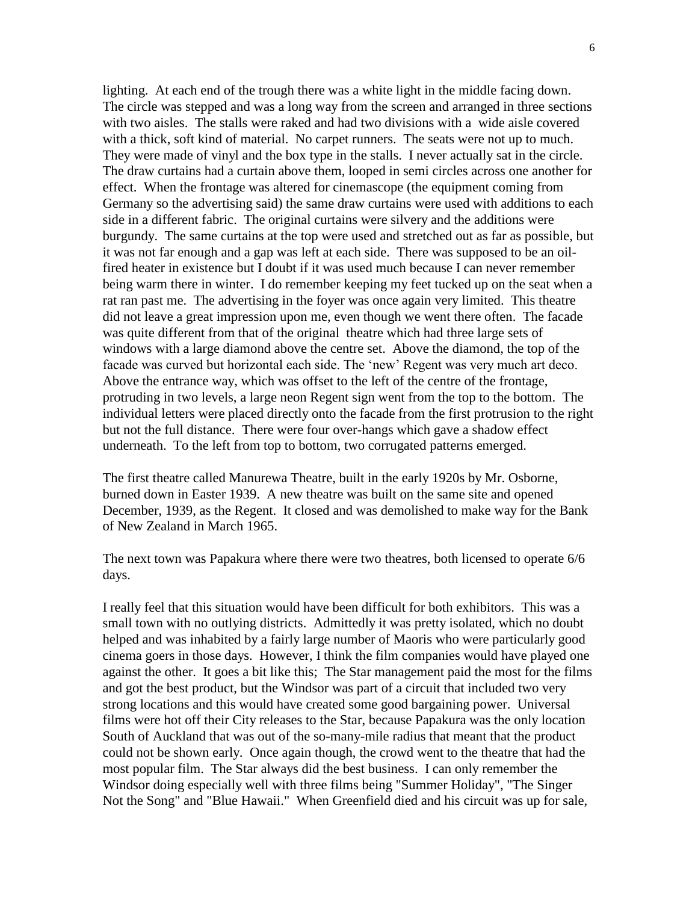lighting. At each end of the trough there was a white light in the middle facing down. The circle was stepped and was a long way from the screen and arranged in three sections with two aisles. The stalls were raked and had two divisions with a wide aisle covered with a thick, soft kind of material. No carpet runners. The seats were not up to much. They were made of vinyl and the box type in the stalls. I never actually sat in the circle. The draw curtains had a curtain above them, looped in semi circles across one another for effect. When the frontage was altered for cinemascope (the equipment coming from Germany so the advertising said) the same draw curtains were used with additions to each side in a different fabric. The original curtains were silvery and the additions were burgundy. The same curtains at the top were used and stretched out as far as possible, but it was not far enough and a gap was left at each side. There was supposed to be an oil-fired heater in existence but I doubt if it was used much because I can never remember being warm there in winter. I do remember keeping my feet tucked up on the seat when a rat ran past me. The advertising in the foyer was once again very limited. This theatre did not leave a great impression upon me, even though we went there often. The facade was quite different from that of the original theatre which had three large sets of windows with a large diamond above the centre set. Above the diamond, the top of the facade was curved but horizontal each side. The 'new' Regent was very much art deco. Above the entrance way, which was offset to the left of the centre of the frontage, protruding in two levels, a large neon Regent sign went from the top to the bottom. The individual letters were placed directly onto the facade from the first protrusion to the right but not the full distance. There were four over-hangs which gave a shadow effect underneath. To the left from top to bottom, two corrugated patterns emerged.

The first theatre called Manurewa Theatre, built in the early 1920s by Mr. Osborne, burned down in Easter 1939. A new theatre was built on the same site and opened December, 1939, as the Regent. It closed and was demolished to make way for the Bank of New Zealand in March 1965.

The next town was Papakura where there were two theatres, both licensed to operate 6/6 days.

I really feel that this situation would have been difficult for both exhibitors. This was a small town with no outlying districts. Admittedly it was pretty isolated, which no doubt helped and was inhabited by a fairly large number of Maoris who were particularly good cinema goers in those days. However, I think the film companies would have played one against the other. It goes a bit like this; The Star management paid the most for the films and got the best product, but the Windsor was part of a circuit that included two very strong locations and this would have created some good bargaining power. Universal films were hot off their City releases to the Star, because Papakura was the only location South of Auckland that was out of the so-many-mile radius that meant that the product could not be shown early. Once again though, the crowd went to the theatre that had the most popular film. The Star always did the best business. I can only remember the Windsor doing especially well with three films being "Summer Holiday", "The Singer Not the Song" and "Blue Hawaii." When Greenfield died and his circuit was up for sale,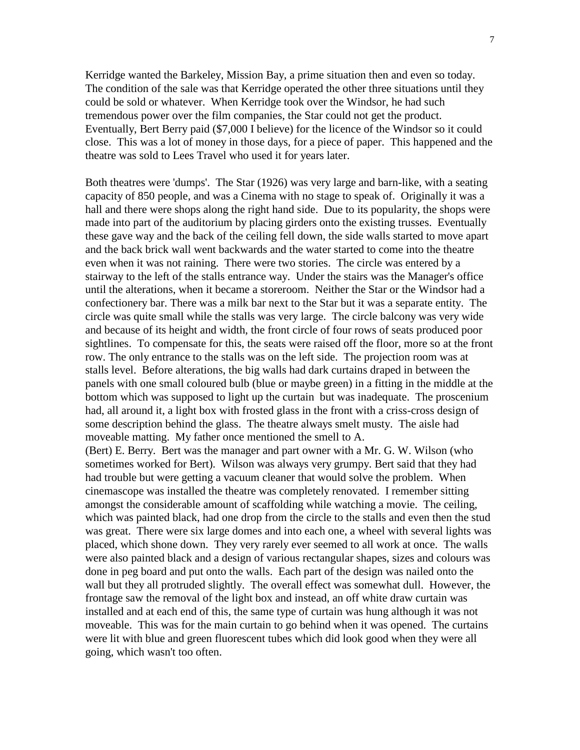Kerridge wanted the Barkeley, Mission Bay, a prime situation then and even so today. The condition of the sale was that Kerridge operated the other three situations until they could be sold or whatever. When Kerridge took over the Windsor, he had such tremendous power over the film companies, the Star could not get the product. Eventually, Bert Berry paid ($7,000 I believe) for the licence of the Windsor so it could close. This was a lot of money in those days, for a piece of paper. This happened and the theatre was sold to Lees Travel who used it for years later.

Both theatres were 'dumps'. The Star (1926) was very large and barn-like, with a seating capacity of 850 people, and was a Cinema with no stage to speak of. Originally it was a hall and there were shops along the right hand side. Due to its popularity, the shops were made into part of the auditorium by placing girders onto the existing trusses. Eventually these gave way and the back of the ceiling fell down, the side walls started to move apart and the back brick wall went backwards and the water started to come into the theatre even when it was not raining. There were two stories. The circle was entered by a stairway to the left of the stalls entrance way. Under the stairs was the Manager's office until the alterations, when it became a storeroom. Neither the Star or the Windsor had a confectionery bar. There was a milk bar next to the Star but it was a separate entity. The circle was quite small while the stalls was very large. The circle balcony was very wide and because of its height and width, the front circle of four rows of seats produced poor sightlines. To compensate for this, the seats were raised off the floor, more so at the front row. The only entrance to the stalls was on the left side. The projection room was at stalls level. Before alterations, the big walls had dark curtains draped in between the panels with one small coloured bulb (blue or maybe green) in a fitting in the middle at the bottom which was supposed to light up the curtain but was inadequate. The proscenium had, all around it, a light box with frosted glass in the front with a criss-cross design of some description behind the glass. The theatre always smelt musty. The aisle had moveable matting. My father once mentioned the smell to A.
(Bert) E. Berry. Bert was the manager and part owner with a Mr. G. W. Wilson (who sometimes worked for Bert). Wilson was always very grumpy. Bert said that they had had trouble but were getting a vacuum cleaner that would solve the problem. When cinemascope was installed the theatre was completely renovated. I remember sitting amongst the considerable amount of scaffolding while watching a movie. The ceiling, which was painted black, had one drop from the circle to the stalls and even then the stud was great. There were six large domes and into each one, a wheel with several lights was placed, which shone down. They very rarely ever seemed to all work at once. The walls were also painted black and a design of various rectangular shapes, sizes and colours was done in peg board and put onto the walls. Each part of the design was nailed onto the wall but they all protruded slightly. The overall effect was somewhat dull. However, the frontage saw the removal of the light box and instead, an off white draw curtain was installed and at each end of this, the same type of curtain was hung although it was not moveable. This was for the main curtain to go behind when it was opened. The curtains were lit with blue and green fluorescent tubes which did look good when they were all going, which wasn't too often.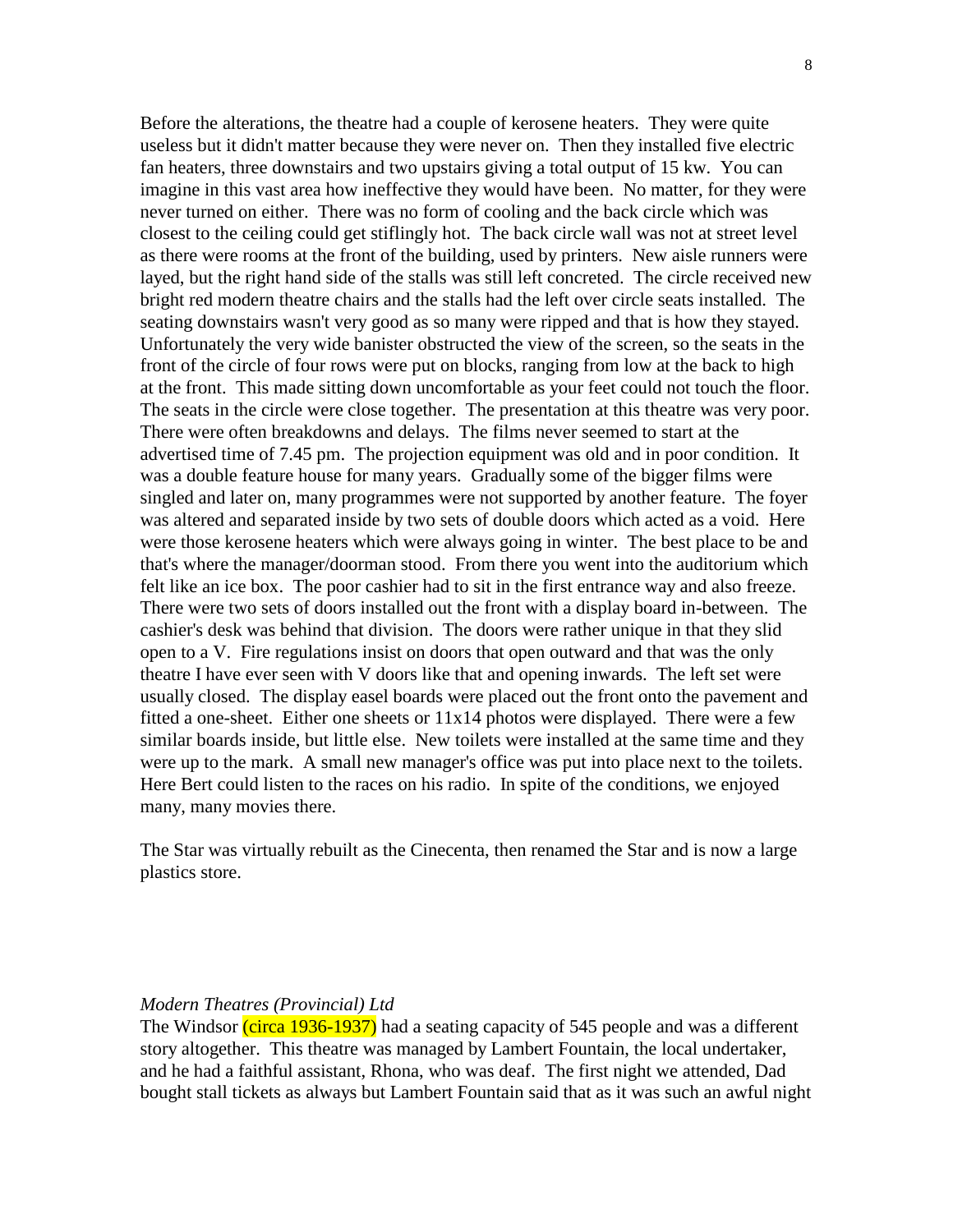Before the alterations, the theatre had a couple of kerosene heaters. They were quite useless but it didn't matter because they were never on. Then they installed five electric fan heaters, three downstairs and two upstairs giving a total output of 15 kw. You can imagine in this vast area how ineffective they would have been. No matter, for they were never turned on either. There was no form of cooling and the back circle which was closest to the ceiling could get stiflingly hot. The back circle wall was not at street level as there were rooms at the front of the building, used by printers. New aisle runners were layed, but the right hand side of the stalls was still left concreted. The circle received new bright red modern theatre chairs and the stalls had the left over circle seats installed. The seating downstairs wasn't very good as so many were ripped and that is how they stayed. Unfortunately the very wide banister obstructed the view of the screen, so the seats in the front of the circle of four rows were put on blocks, ranging from low at the back to high at the front. This made sitting down uncomfortable as your feet could not touch the floor. The seats in the circle were close together. The presentation at this theatre was very poor. There were often breakdowns and delays. The films never seemed to start at the advertised time of 7.45 pm. The projection equipment was old and in poor condition. It was a double feature house for many years. Gradually some of the bigger films were singled and later on, many programmes were not supported by another feature. The foyer was altered and separated inside by two sets of double doors which acted as a void. Here were those kerosene heaters which were always going in winter. The best place to be and that's where the manager/doorman stood. From there you went into the auditorium which felt like an ice box. The poor cashier had to sit in the first entrance way and also freeze. There were two sets of doors installed out the front with a display board in-between. The cashier's desk was behind that division. The doors were rather unique in that they slid open to a V. Fire regulations insist on doors that open outward and that was the only theatre I have ever seen with V doors like that and opening inwards. The left set were usually closed. The display easel boards were placed out the front onto the pavement and fitted a one-sheet. Either one sheets or 11x14 photos were displayed. There were a few similar boards inside, but little else. New toilets were installed at the same time and they were up to the mark. A small new manager's office was put into place next to the toilets. Here Bert could listen to the races on his radio. In spite of the conditions, we enjoyed many, many movies there.

The Star was virtually rebuilt as the Cinecenta, then renamed the Star and is now a large plastics store.

*Modern Theatres (Provincial) Ltd*

The Windsor (circa 1936-1937) had a seating capacity of 545 people and was a different story altogether. This theatre was managed by Lambert Fountain, the local undertaker, and he had a faithful assistant, Rhona, who was deaf. The first night we attended, Dad bought stall tickets as always but Lambert Fountain said that as it was such an awful night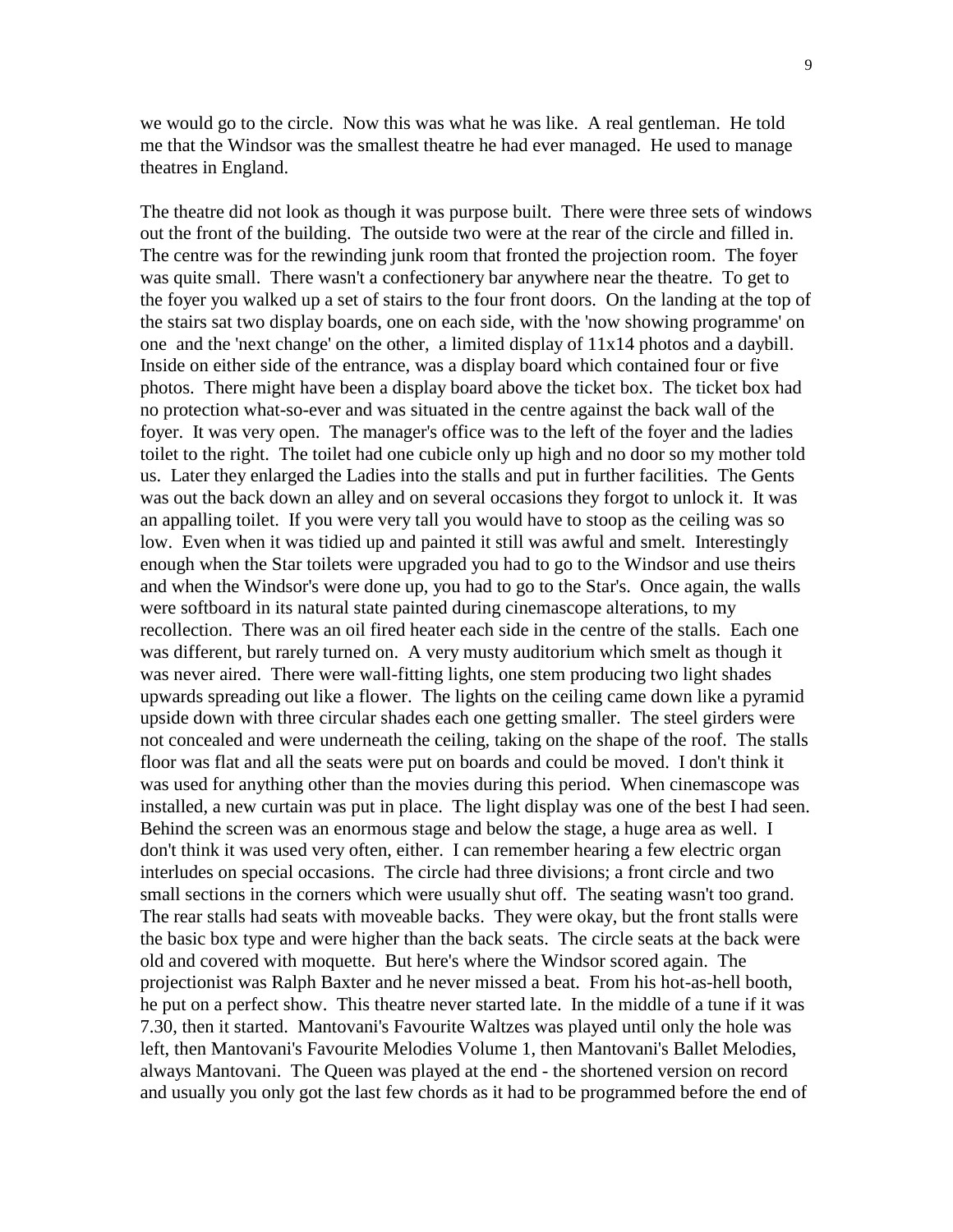we would go to the circle. Now this was what he was like. A real gentleman. He told me that the Windsor was the smallest theatre he had ever managed. He used to manage theatres in England.

The theatre did not look as though it was purpose built. There were three sets of windows out the front of the building. The outside two were at the rear of the circle and filled in. The centre was for the rewinding junk room that fronted the projection room. The foyer was quite small. There wasn't a confectionery bar anywhere near the theatre. To get to the foyer you walked up a set of stairs to the four front doors. On the landing at the top of the stairs sat two display boards, one on each side, with the 'now showing programme' on one and the 'next change' on the other, a limited display of 11x14 photos and a daybill. Inside on either side of the entrance, was a display board which contained four or five photos. There might have been a display board above the ticket box. The ticket box had no protection what-so-ever and was situated in the centre against the back wall of the foyer. It was very open. The manager's office was to the left of the foyer and the ladies toilet to the right. The toilet had one cubicle only up high and no door so my mother told us. Later they enlarged the Ladies into the stalls and put in further facilities. The Gents was out the back down an alley and on several occasions they forgot to unlock it. It was an appalling toilet. If you were very tall you would have to stoop as the ceiling was so low. Even when it was tidied up and painted it still was awful and smelt. Interestingly enough when the Star toilets were upgraded you had to go to the Windsor and use theirs and when the Windsor's were done up, you had to go to the Star's. Once again, the walls were softboard in its natural state painted during cinemascope alterations, to my recollection. There was an oil fired heater each side in the centre of the stalls. Each one was different, but rarely turned on. A very musty auditorium which smelt as though it was never aired. There were wall-fitting lights, one stem producing two light shades upwards spreading out like a flower. The lights on the ceiling came down like a pyramid upside down with three circular shades each one getting smaller. The steel girders were not concealed and were underneath the ceiling, taking on the shape of the roof. The stalls floor was flat and all the seats were put on boards and could be moved. I don't think it was used for anything other than the movies during this period. When cinemascope was installed, a new curtain was put in place. The light display was one of the best I had seen. Behind the screen was an enormous stage and below the stage, a huge area as well. I don't think it was used very often, either. I can remember hearing a few electric organ interludes on special occasions. The circle had three divisions; a front circle and two small sections in the corners which were usually shut off. The seating wasn't too grand. The rear stalls had seats with moveable backs. They were okay, but the front stalls were the basic box type and were higher than the back seats. The circle seats at the back were old and covered with moquette. But here's where the Windsor scored again. The projectionist was Ralph Baxter and he never missed a beat. From his hot-as-hell booth, he put on a perfect show. This theatre never started late. In the middle of a tune if it was 7.30, then it started. Mantovani's Favourite Waltzes was played until only the hole was left, then Mantovani's Favourite Melodies Volume 1, then Mantovani's Ballet Melodies, always Mantovani. The Queen was played at the end - the shortened version on record and usually you only got the last few chords as it had to be programmed before the end of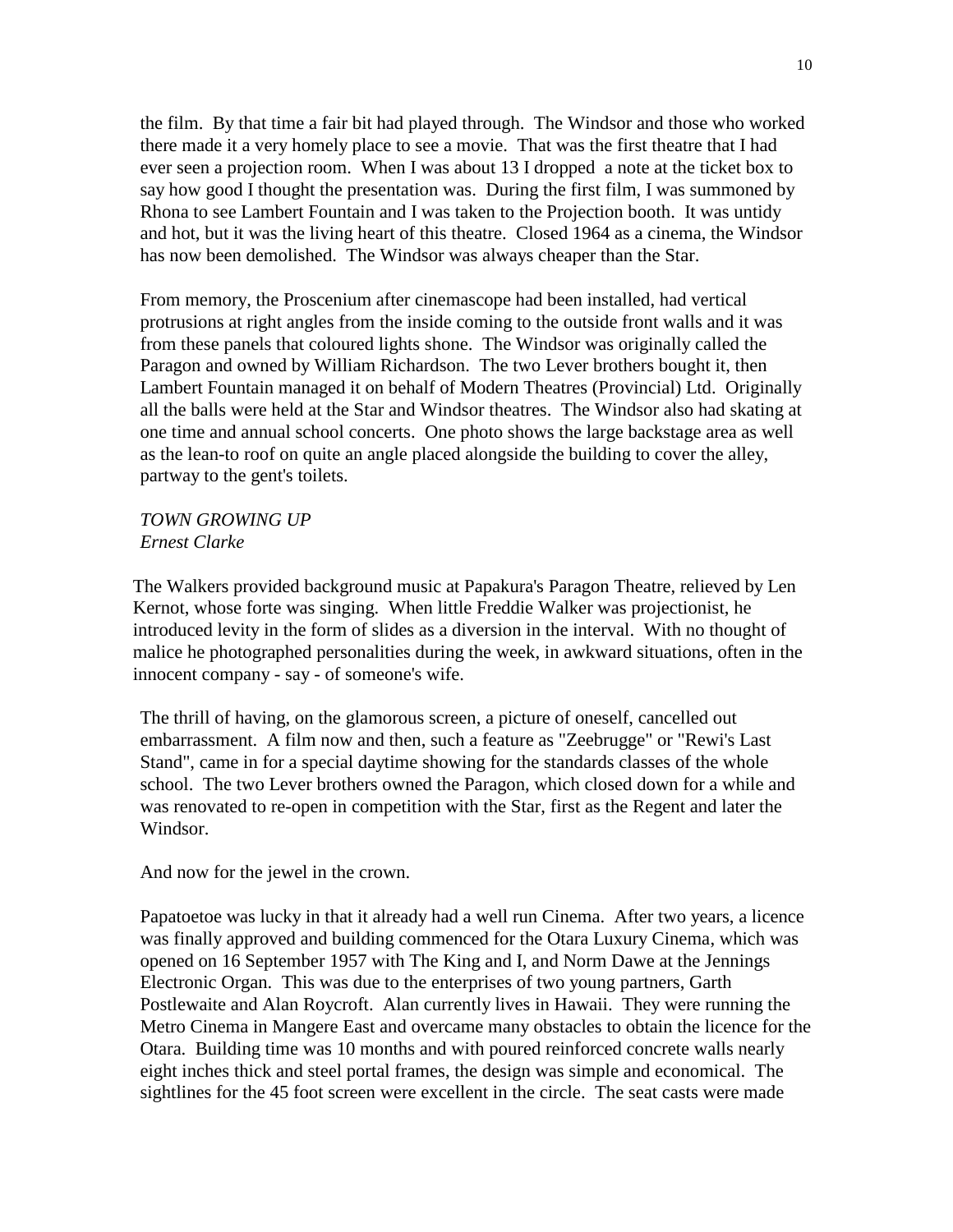the film. By that time a fair bit had played through. The Windsor and those who worked there made it a very homely place to see a movie. That was the first theatre that I had ever seen a projection room. When I was about 13 I dropped a note at the ticket box to say how good I thought the presentation was. During the first film, I was summoned by Rhona to see Lambert Fountain and I was taken to the Projection booth. It was untidy and hot, but it was the living heart of this theatre. Closed 1964 as a cinema, the Windsor has now been demolished. The Windsor was always cheaper than the Star.

From memory, the Proscenium after cinemascope had been installed, had vertical protrusions at right angles from the inside coming to the outside front walls and it was from these panels that coloured lights shone. The Windsor was originally called the Paragon and owned by William Richardson. The two Lever brothers bought it, then Lambert Fountain managed it on behalf of Modern Theatres (Provincial) Ltd. Originally all the balls were held at the Star and Windsor theatres. The Windsor also had skating at one time and annual school concerts. One photo shows the large backstage area as well as the lean-to roof on quite an angle placed alongside the building to cover the alley, partway to the gent's toilets.

*TOWN GROWING UP*
*Ernest Clarke*

The Walkers provided background music at Papakura's Paragon Theatre, relieved by Len Kernot, whose forte was singing. When little Freddie Walker was projectionist, he introduced levity in the form of slides as a diversion in the interval. With no thought of malice he photographed personalities during the week, in awkward situations, often in the innocent company - say - of someone's wife.

The thrill of having, on the glamorous screen, a picture of oneself, cancelled out embarrassment. A film now and then, such a feature as "Zeebrugge" or "Rewi's Last Stand", came in for a special daytime showing for the standards classes of the whole school. The two Lever brothers owned the Paragon, which closed down for a while and was renovated to re-open in competition with the Star, first as the Regent and later the Windsor.

And now for the jewel in the crown.

Papatoetoe was lucky in that it already had a well run Cinema. After two years, a licence was finally approved and building commenced for the Otara Luxury Cinema, which was opened on 16 September 1957 with The King and I, and Norm Dawe at the Jennings Electronic Organ. This was due to the enterprises of two young partners, Garth Postlewaite and Alan Roycroft. Alan currently lives in Hawaii. They were running the Metro Cinema in Mangere East and overcame many obstacles to obtain the licence for the Otara. Building time was 10 months and with poured reinforced concrete walls nearly eight inches thick and steel portal frames, the design was simple and economical. The sightlines for the 45 foot screen were excellent in the circle. The seat casts were made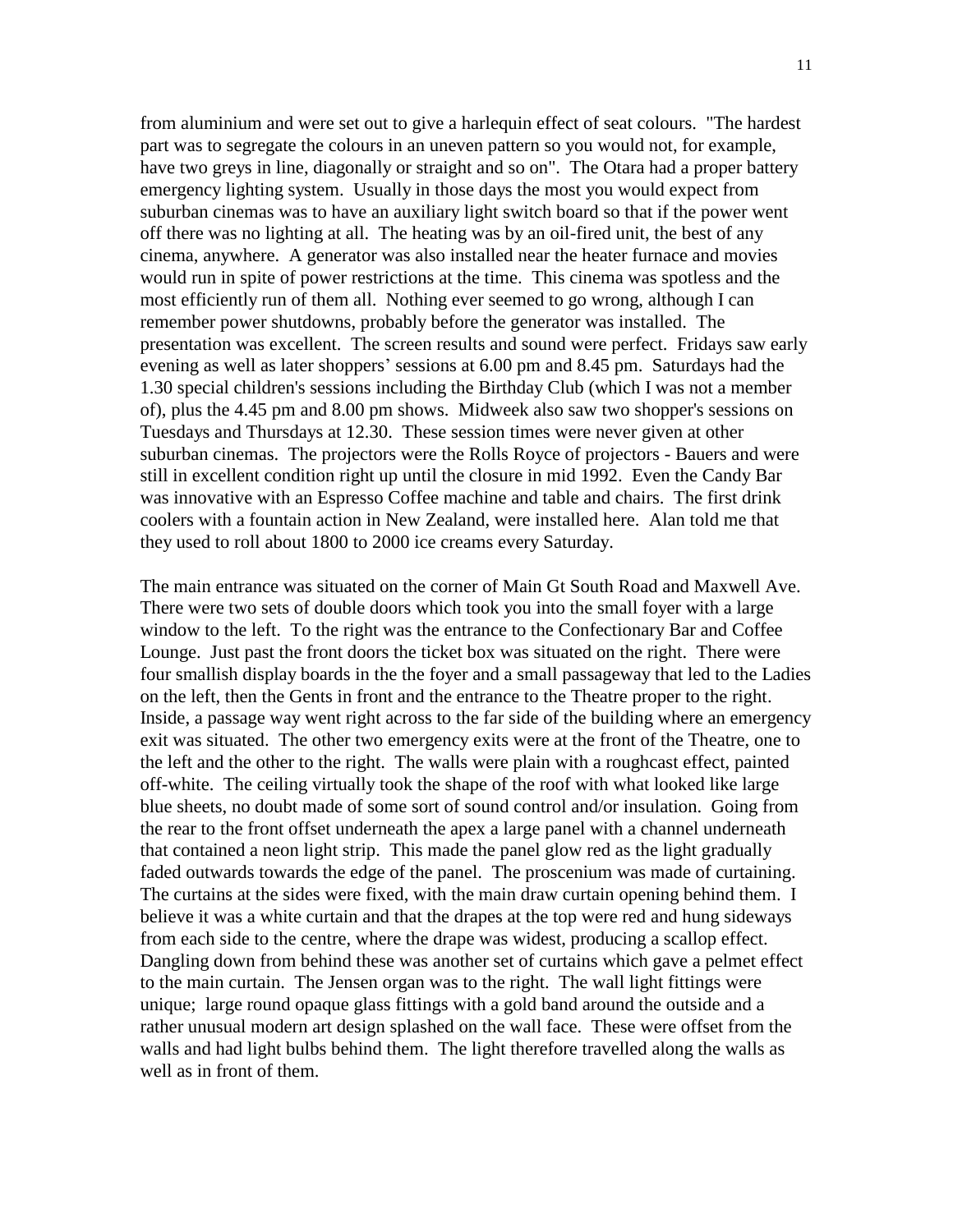from aluminium and were set out to give a harlequin effect of seat colours. "The hardest part was to segregate the colours in an uneven pattern so you would not, for example, have two greys in line, diagonally or straight and so on". The Otara had a proper battery emergency lighting system. Usually in those days the most you would expect from suburban cinemas was to have an auxiliary light switch board so that if the power went off there was no lighting at all. The heating was by an oil-fired unit, the best of any cinema, anywhere. A generator was also installed near the heater furnace and movies would run in spite of power restrictions at the time. This cinema was spotless and the most efficiently run of them all. Nothing ever seemed to go wrong, although I can remember power shutdowns, probably before the generator was installed. The presentation was excellent. The screen results and sound were perfect. Fridays saw early evening as well as later shoppers' sessions at 6.00 pm and 8.45 pm. Saturdays had the 1.30 special children's sessions including the Birthday Club (which I was not a member of), plus the 4.45 pm and 8.00 pm shows. Midweek also saw two shopper's sessions on Tuesdays and Thursdays at 12.30. These session times were never given at other suburban cinemas. The projectors were the Rolls Royce of projectors - Bauers and were still in excellent condition right up until the closure in mid 1992. Even the Candy Bar was innovative with an Espresso Coffee machine and table and chairs. The first drink coolers with a fountain action in New Zealand, were installed here. Alan told me that they used to roll about 1800 to 2000 ice creams every Saturday.

The main entrance was situated on the corner of Main Gt South Road and Maxwell Ave. There were two sets of double doors which took you into the small foyer with a large window to the left. To the right was the entrance to the Confectionary Bar and Coffee Lounge. Just past the front doors the ticket box was situated on the right. There were four smallish display boards in the the foyer and a small passageway that led to the Ladies on the left, then the Gents in front and the entrance to the Theatre proper to the right. Inside, a passage way went right across to the far side of the building where an emergency exit was situated. The other two emergency exits were at the front of the Theatre, one to the left and the other to the right. The walls were plain with a roughcast effect, painted off-white. The ceiling virtually took the shape of the roof with what looked like large blue sheets, no doubt made of some sort of sound control and/or insulation. Going from the rear to the front offset underneath the apex a large panel with a channel underneath that contained a neon light strip. This made the panel glow red as the light gradually faded outwards towards the edge of the panel. The proscenium was made of curtaining. The curtains at the sides were fixed, with the main draw curtain opening behind them. I believe it was a white curtain and that the drapes at the top were red and hung sideways from each side to the centre, where the drape was widest, producing a scallop effect. Dangling down from behind these was another set of curtains which gave a pelmet effect to the main curtain. The Jensen organ was to the right. The wall light fittings were unique; large round opaque glass fittings with a gold band around the outside and a rather unusual modern art design splashed on the wall face. These were offset from the walls and had light bulbs behind them. The light therefore travelled along the walls as well as in front of them.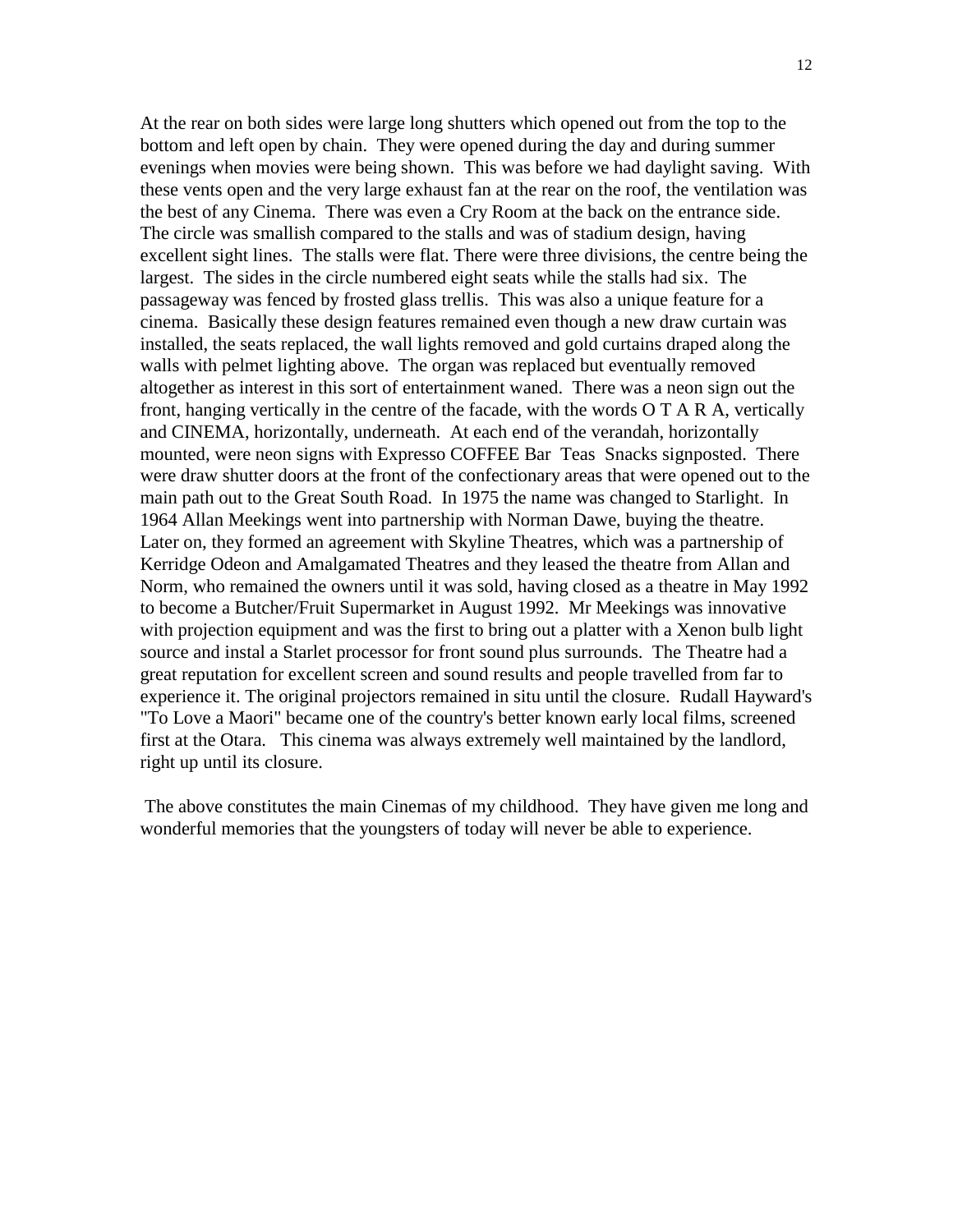At the rear on both sides were large long shutters which opened out from the top to the bottom and left open by chain. They were opened during the day and during summer evenings when movies were being shown. This was before we had daylight saving. With these vents open and the very large exhaust fan at the rear on the roof, the ventilation was the best of any Cinema. There was even a Cry Room at the back on the entrance side. The circle was smallish compared to the stalls and was of stadium design, having excellent sight lines. The stalls were flat. There were three divisions, the centre being the largest. The sides in the circle numbered eight seats while the stalls had six. The passageway was fenced by frosted glass trellis. This was also a unique feature for a cinema. Basically these design features remained even though a new draw curtain was installed, the seats replaced, the wall lights removed and gold curtains draped along the walls with pelmet lighting above. The organ was replaced but eventually removed altogether as interest in this sort of entertainment waned. There was a neon sign out the front, hanging vertically in the centre of the facade, with the words O T A R A, vertically and CINEMA, horizontally, underneath. At each end of the verandah, horizontally mounted, were neon signs with Expresso COFFEE Bar Teas Snacks signposted. There were draw shutter doors at the front of the confectionary areas that were opened out to the main path out to the Great South Road. In 1975 the name was changed to Starlight. In 1964 Allan Meekings went into partnership with Norman Dawe, buying the theatre. Later on, they formed an agreement with Skyline Theatres, which was a partnership of Kerridge Odeon and Amalgamated Theatres and they leased the theatre from Allan and Norm, who remained the owners until it was sold, having closed as a theatre in May 1992 to become a Butcher/Fruit Supermarket in August 1992. Mr Meekings was innovative with projection equipment and was the first to bring out a platter with a Xenon bulb light source and instal a Starlet processor for front sound plus surrounds. The Theatre had a great reputation for excellent screen and sound results and people travelled from far to experience it. The original projectors remained in situ until the closure. Rudall Hayward's "To Love a Maori" became one of the country's better known early local films, screened first at the Otara. This cinema was always extremely well maintained by the landlord, right up until its closure.

The above constitutes the main Cinemas of my childhood. They have given me long and wonderful memories that the youngsters of today will never be able to experience.